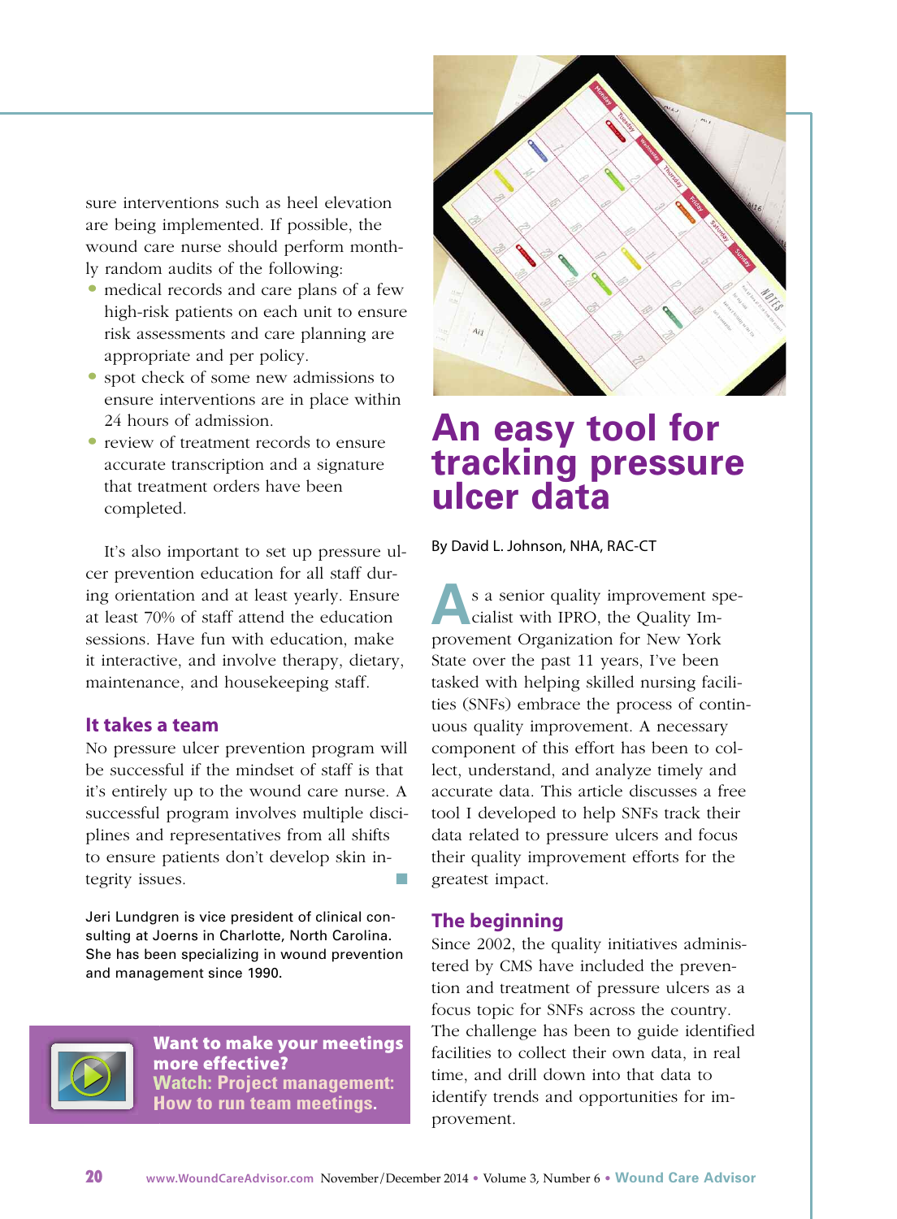sure interventions such as heel elevation are being implemented. If possible, the wound care nurse should perform monthly random audits of the following:

- medical records and care plans of a few high-risk patients on each unit to ensure risk assessments and care planning are appropriate and per policy.
- spot check of some new admissions to ensure interventions are in place within 24 hours of admission.
- review of treatment records to ensure accurate transcription and a signature that treatment orders have been completed.

It's also important to set up pressure ulcer prevention education for all staff during orientation and at least yearly. Ensure at least 70% of staff attend the education sessions. Have fun with education, make it interactive, and involve therapy, dietary, maintenance, and housekeeping staff.

### It takes a team

No pressure ulcer prevention program will be successful if the mindset of staff is that it's entirely up to the wound care nurse. A successful program involves multiple disciplines and representatives from all shifts to ensure patients don't develop skin integrity issues.

Jeri Lundgren is vice president of clinical consulting at Joerns in Charlotte, North Carolina. She has been specializing in wound prevention and management since 1990.

**Want to make your meetings more effective? Watch: Project management: How to run team meetings.**

# An easy tool for tracking pressure ulcer data

By David L. Johnson, NHA, RAC-CT

As a senior quality improvement specialist with IPRO, the Quality Improvement Organization for New York State over the past 11 years, I've been tasked with helping skilled nursing facilities (SNFs) embrace the process of continuous quality improvement. A necessary component of this effort has been to collect, understand, and analyze timely and accurate data. This article discusses a free tool I developed to help SNFs track their data related to pressure ulcers and focus their quality improvement efforts for the greatest impact.

### The beginning

Since 2002, the quality initiatives administered by CMS have included the prevention and treatment of pressure ulcers as a focus topic for SNFs across the country. The challenge has been to guide identified facilities to collect their own data, in real time, and drill down into that data to identify trends and opportunities for improvement.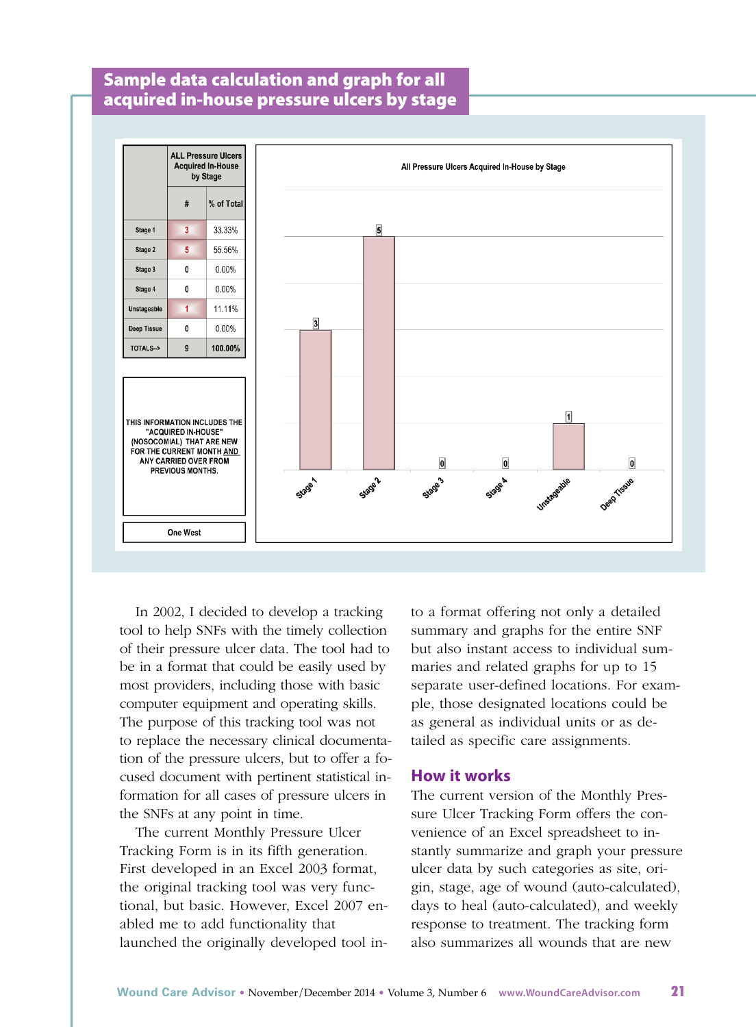## Sample data calculation and graph for all acquired in-house pressure ulcers by stage

| | ALL Pressure Ulcers Acquired In-House by Stage | |
|---|---|---|
| | # | % of Total |
| Stage 1 | 3 | 33.33% |
| Stage 2 | 5 | 55.56% |
| Stage 3 | 0 | 0.00% |
| Stage 4 | 0 | 0.00% |
| Unstageable | 1 | 11.11% |
| Deep Tissue | 0 | 0.00% |
| TOTALS--> | 9 | 100.00% |

THIS INFORMATION INCLUDES THE "ACQUIRED IN-HOUSE" (NOSOCOMIAL) THAT ARE NEW FOR THE CURRENT MONTH AND ANY CARRIED OVER FROM PREVIOUS MONTHS.

One West

All Pressure Ulcers Acquired In-House by Stage

| Stage | Count |
|---|---|
| Stage 1 | 3 |
| Stage 2 | 5 |
| Stage 3 | 0 |
| Stage 4 | 0 |
| Unstageable | 1 |
| Deep Tissue | 0 |

In 2002, I decided to develop a tracking tool to help SNFs with the timely collection of their pressure ulcer data. The tool had to be in a format that could be easily used by most providers, including those with basic computer equipment and operating skills. The purpose of this tracking tool was not to replace the necessary clinical documentation of the pressure ulcers, but to offer a focused document with pertinent statistical information for all cases of pressure ulcers in the SNFs at any point in time.

The current Monthly Pressure Ulcer Tracking Form is in its fifth generation. First developed in an Excel 2003 format, the original tracking tool was very functional, but basic. However, Excel 2007 enabled me to add functionality that launched the originally developed tool into a format offering not only a detailed summary and graphs for the entire SNF but also instant access to individual summaries and related graphs for up to 15 separate user-defined locations. For example, those designated locations could be as general as individual units or as detailed as specific care assignments.

## How it works

The current version of the Monthly Pressure Ulcer Tracking Form offers the convenience of an Excel spreadsheet to instantly summarize and graph your pressure ulcer data by such categories as site, origin, stage, age of wound (auto-calculated), days to heal (auto-calculated), and weekly response to treatment. The tracking form also summarizes all wounds that are new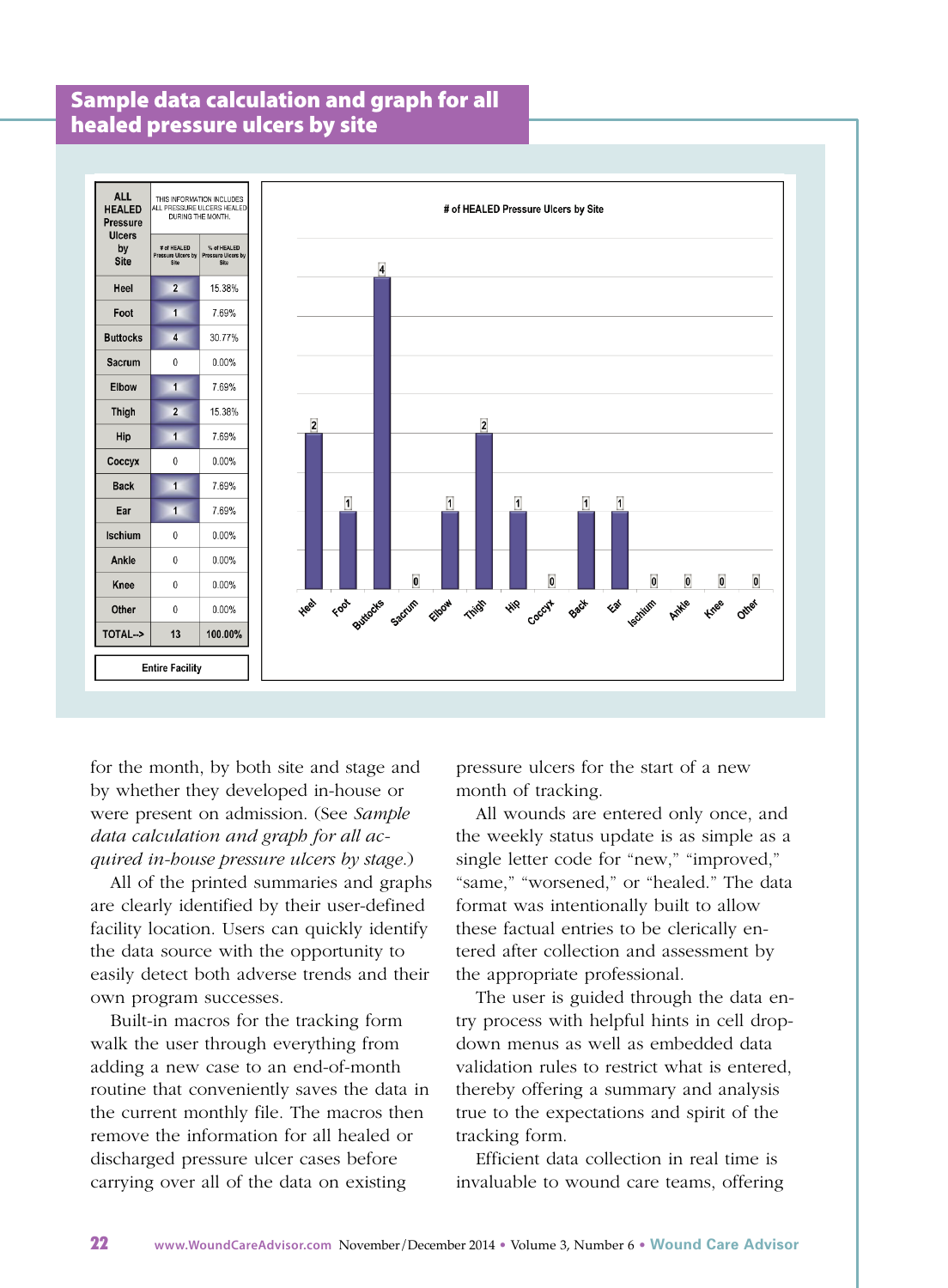## Sample data calculation and graph for all healed pressure ulcers by site

| ALL HEALED Pressure Ulcers by Site | # of HEALED Pressure Ulcers by Site | % of HEALED Pressure Ulcers by Site |
|---|---|---|
| | THIS INFORMATION INCLUDES ALL PRESSURE ULCERS HEALED DURING THE MONTH. | |
| Heel | 2 | 15.38% |
| Foot | 1 | 7.69% |
| Buttocks | 4 | 30.77% |
| Sacrum | 0 | 0.00% |
| Elbow | 1 | 7.69% |
| Thigh | 2 | 15.38% |
| Hip | 1 | 7.69% |
| Coccyx | 0 | 0.00% |
| Back | 1 | 7.69% |
| Ear | 1 | 7.69% |
| Ischium | 0 | 0.00% |
| Ankle | 0 | 0.00% |
| Knee | 0 | 0.00% |
| Other | 0 | 0.00% |
| TOTAL--> | 13 | 100.00% |

Entire Facility

**# of HEALED Pressure Ulcers by Site**

| Heel | Foot | Buttocks | Sacrum | Elbow | Thigh | Hip | Coccyx | Back | Ear | Ischium | Ankle | Knee | Other |
|---|---|---|---|---|---|---|---|---|---|---|---|---|---|
| 2 | 1 | 4 | 0 | 1 | 2 | 1 | 0 | 1 | 1 | 0 | 0 | 0 | 0 |

for the month, by both site and stage and by whether they developed in-house or were present on admission. (See *Sample data calculation and graph for all acquired in-house pressure ulcers by stage.*)

All of the printed summaries and graphs are clearly identified by their user-defined facility location. Users can quickly identify the data source with the opportunity to easily detect both adverse trends and their own program successes.

Built-in macros for the tracking form walk the user through everything from adding a new case to an end-of-month routine that conveniently saves the data in the current monthly file. The macros then remove the information for all healed or discharged pressure ulcer cases before carrying over all of the data on existing pressure ulcers for the start of a new month of tracking.

All wounds are entered only once, and the weekly status update is as simple as a single letter code for "new," "improved," "same," "worsened," or "healed." The data format was intentionally built to allow these factual entries to be clerically entered after collection and assessment by the appropriate professional.

The user is guided through the data entry process with helpful hints in cell drop-down menus as well as embedded data validation rules to restrict what is entered, thereby offering a summary and analysis true to the expectations and spirit of the tracking form.

Efficient data collection in real time is invaluable to wound care teams, offering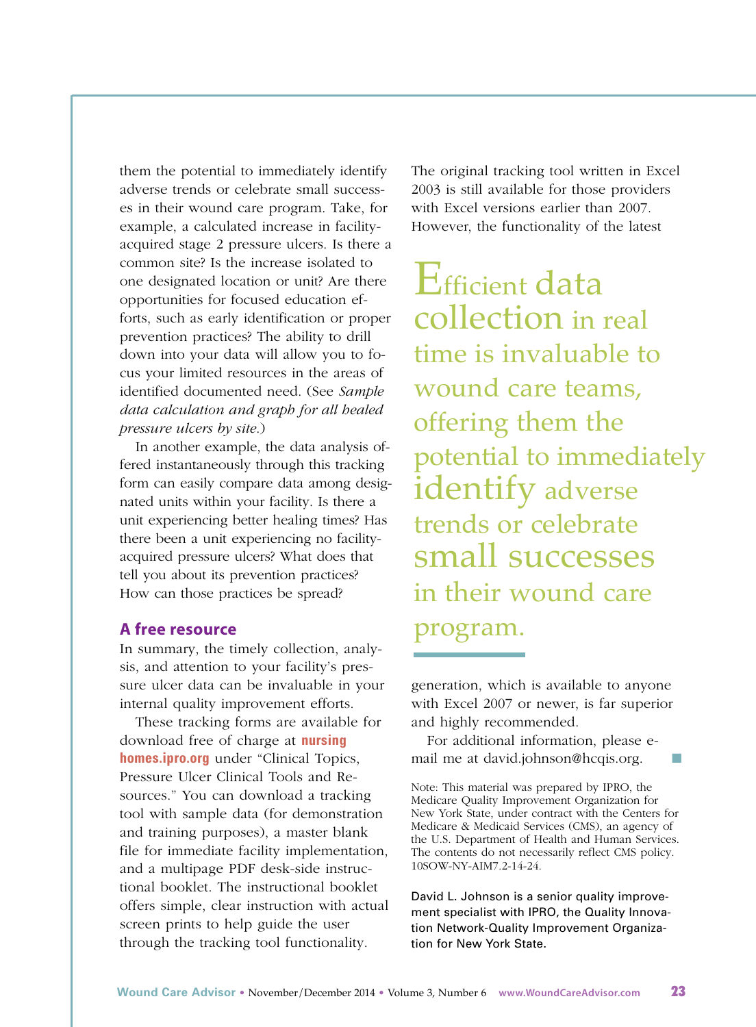them the potential to immediately identify adverse trends or celebrate small successes in their wound care program. Take, for example, a calculated increase in facility-acquired stage 2 pressure ulcers. Is there a common site? Is the increase isolated to one designated location or unit? Are there opportunities for focused education efforts, such as early identification or proper prevention practices? The ability to drill down into your data will allow you to focus your limited resources in the areas of identified documented need. (See *Sample data calculation and graph for all healed pressure ulcers by site.*)

In another example, the data analysis offered instantaneously through this tracking form can easily compare data among designated units within your facility. Is there a unit experiencing better healing times? Has there been a unit experiencing no facility-acquired pressure ulcers? What does that tell you about its prevention practices? How can those practices be spread?

## A free resource

In summary, the timely collection, analysis, and attention to your facility's pressure ulcer data can be invaluable in your internal quality improvement efforts.

These tracking forms are available for download free of charge at **nursinghomes.ipro.org** under "Clinical Topics, Pressure Ulcer Clinical Tools and Resources." You can download a tracking tool with sample data (for demonstration and training purposes), a master blank file for immediate facility implementation, and a multipage PDF desk-side instructional booklet. The instructional booklet offers simple, clear instruction with actual screen prints to help guide the user through the tracking tool functionality.

The original tracking tool written in Excel 2003 is still available for those providers with Excel versions earlier than 2007. However, the functionality of the latest generation, which is available to anyone with Excel 2007 or newer, is far superior and highly recommended.

> Efficient data collection in real time is invaluable to wound care teams, offering them the potential to immediately identify adverse trends or celebrate small successes in their wound care program.

For additional information, please e-mail me at david.johnson@hcqis.org.

Note: This material was prepared by IPRO, the Medicare Quality Improvement Organization for New York State, under contract with the Centers for Medicare & Medicaid Services (CMS), an agency of the U.S. Department of Health and Human Services. The contents do not necessarily reflect CMS policy. 10SOW-NY-AIM7.2-14-24.

David L. Johnson is a senior quality improvement specialist with IPRO, the Quality Innovation Network-Quality Improvement Organization for New York State.